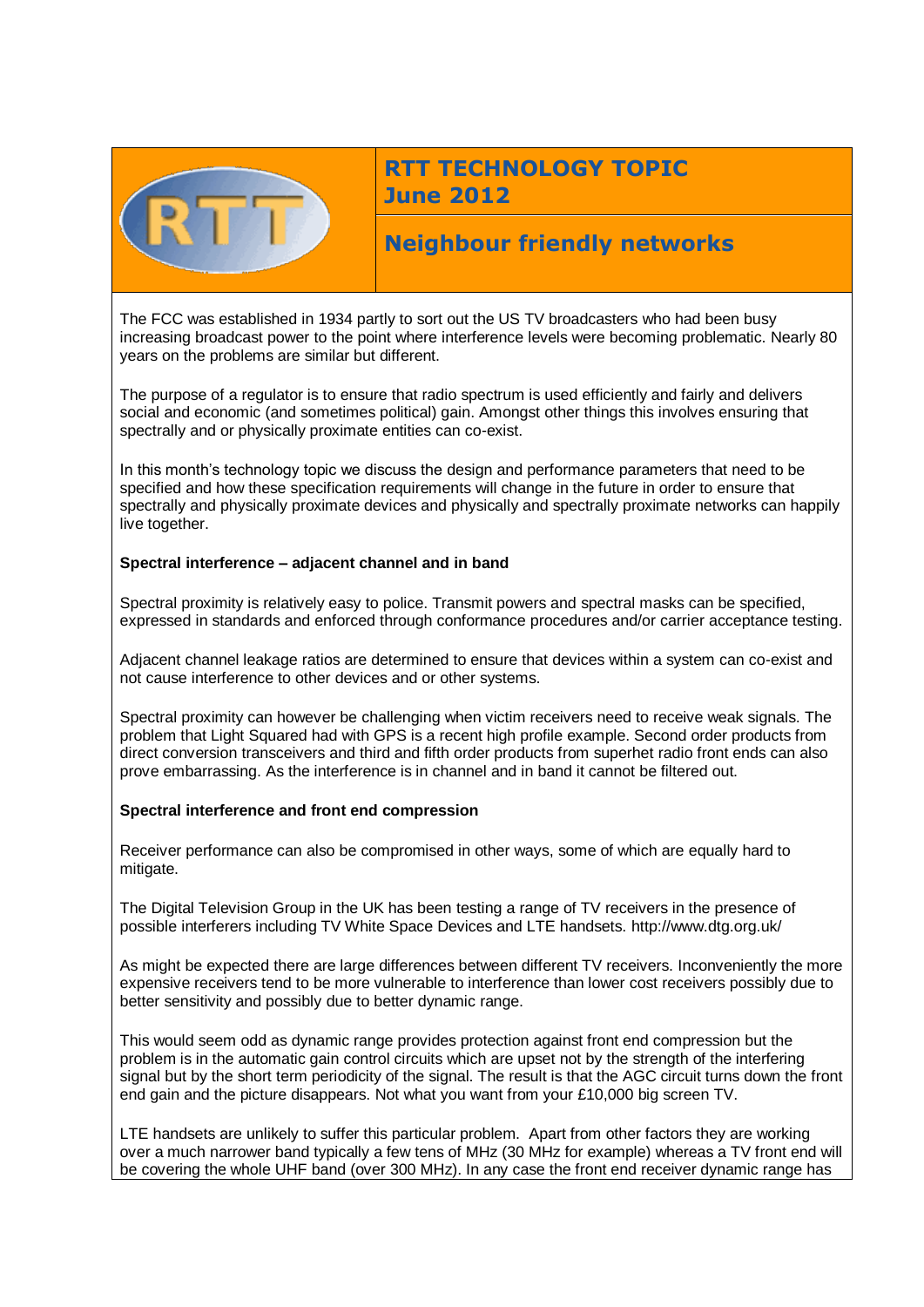# RTT TECHNOLOGY TOPIC
## June 2012

## Neighbour friendly networks

The FCC was established in 1934 partly to sort out the US TV broadcasters who had been busy increasing broadcast power to the point where interference levels were becoming problematic. Nearly 80 years on the problems are similar but different.

The purpose of a regulator is to ensure that radio spectrum is used efficiently and fairly and delivers social and economic (and sometimes political) gain. Amongst other things this involves ensuring that spectrally and or physically proximate entities can co-exist.

In this month's technology topic we discuss the design and performance parameters that need to be specified and how these specification requirements will change in the future in order to ensure that spectrally and physically proximate devices and physically and spectrally proximate networks can happily live together.

**Spectral interference – adjacent channel and in band**

Spectral proximity is relatively easy to police. Transmit powers and spectral masks can be specified, expressed in standards and enforced through conformance procedures and/or carrier acceptance testing.

Adjacent channel leakage ratios are determined to ensure that devices within a system can co-exist and not cause interference to other devices and or other systems.

Spectral proximity can however be challenging when victim receivers need to receive weak signals. The problem that Light Squared had with GPS is a recent high profile example. Second order products from direct conversion transceivers and third and fifth order products from superhet radio front ends can also prove embarrassing. As the interference is in channel and in band it cannot be filtered out.

**Spectral interference and front end compression**

Receiver performance can also be compromised in other ways, some of which are equally hard to mitigate.

The Digital Television Group in the UK has been testing a range of TV receivers in the presence of possible interferers including TV White Space Devices and LTE handsets. http://www.dtg.org.uk/

As might be expected there are large differences between different TV receivers. Inconveniently the more expensive receivers tend to be more vulnerable to interference than lower cost receivers possibly due to better sensitivity and possibly due to better dynamic range.

This would seem odd as dynamic range provides protection against front end compression but the problem is in the automatic gain control circuits which are upset not by the strength of the interfering signal but by the short term periodicity of the signal. The result is that the AGC circuit turns down the front end gain and the picture disappears. Not what you want from your £10,000 big screen TV.

LTE handsets are unlikely to suffer this particular problem. Apart from other factors they are working over a much narrower band typically a few tens of MHz (30 MHz for example) whereas a TV front end will be covering the whole UHF band (over 300 MHz). In any case the front end receiver dynamic range has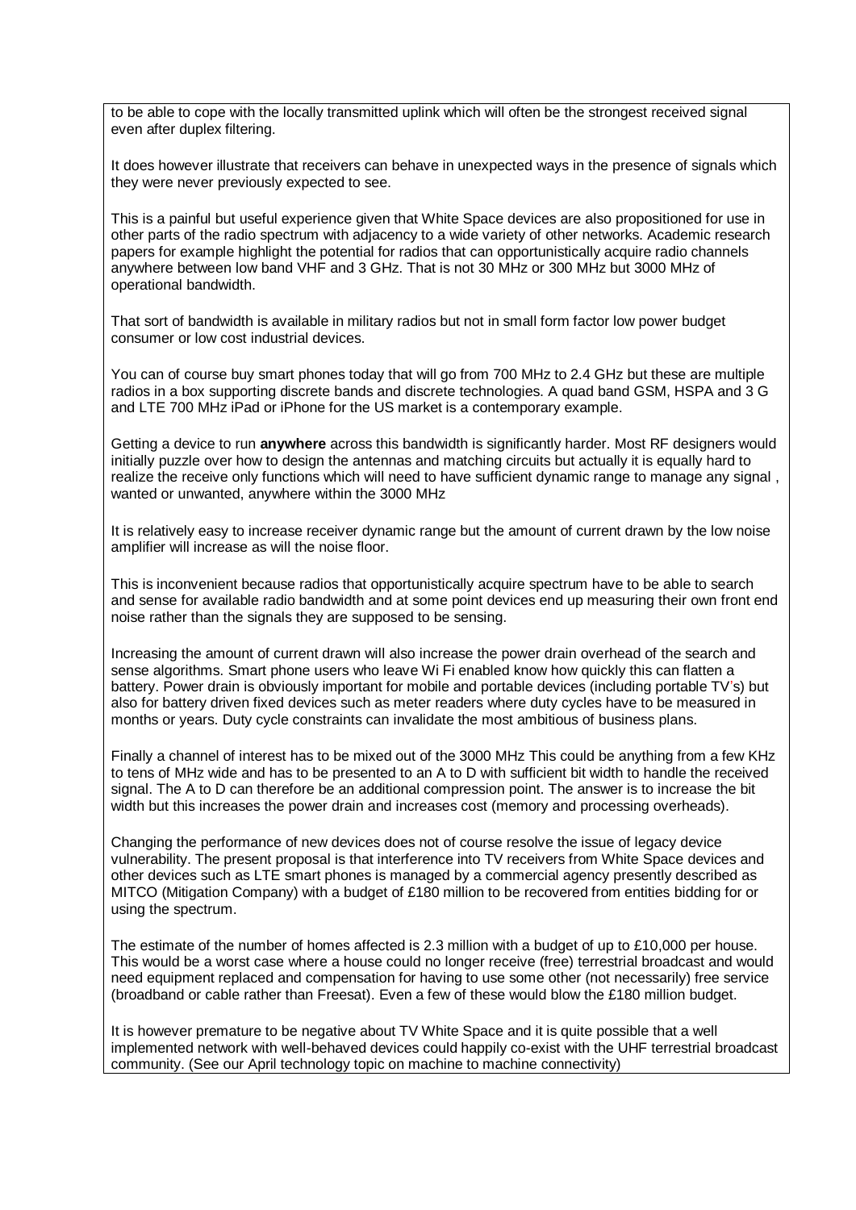to be able to cope with the locally transmitted uplink which will often be the strongest received signal even after duplex filtering.

It does however illustrate that receivers can behave in unexpected ways in the presence of signals which they were never previously expected to see.

This is a painful but useful experience given that White Space devices are also propositioned for use in other parts of the radio spectrum with adjacency to a wide variety of other networks. Academic research papers for example highlight the potential for radios that can opportunistically acquire radio channels anywhere between low band VHF and 3 GHz. That is not 30 MHz or 300 MHz but 3000 MHz of operational bandwidth.

That sort of bandwidth is available in military radios but not in small form factor low power budget consumer or low cost industrial devices.

You can of course buy smart phones today that will go from 700 MHz to 2.4 GHz but these are multiple radios in a box supporting discrete bands and discrete technologies. A quad band GSM, HSPA and 3 G and LTE 700 MHz iPad or iPhone for the US market is a contemporary example.

Getting a device to run **anywhere** across this bandwidth is significantly harder. Most RF designers would initially puzzle over how to design the antennas and matching circuits but actually it is equally hard to realize the receive only functions which will need to have sufficient dynamic range to manage any signal , wanted or unwanted, anywhere within the 3000 MHz

It is relatively easy to increase receiver dynamic range but the amount of current drawn by the low noise amplifier will increase as will the noise floor.

This is inconvenient because radios that opportunistically acquire spectrum have to be able to search and sense for available radio bandwidth and at some point devices end up measuring their own front end noise rather than the signals they are supposed to be sensing.

Increasing the amount of current drawn will also increase the power drain overhead of the search and sense algorithms. Smart phone users who leave Wi Fi enabled know how quickly this can flatten a battery. Power drain is obviously important for mobile and portable devices (including portable TV's) but also for battery driven fixed devices such as meter readers where duty cycles have to be measured in months or years. Duty cycle constraints can invalidate the most ambitious of business plans.

Finally a channel of interest has to be mixed out of the 3000 MHz This could be anything from a few KHz to tens of MHz wide and has to be presented to an A to D with sufficient bit width to handle the received signal. The A to D can therefore be an additional compression point. The answer is to increase the bit width but this increases the power drain and increases cost (memory and processing overheads).

Changing the performance of new devices does not of course resolve the issue of legacy device vulnerability. The present proposal is that interference into TV receivers from White Space devices and other devices such as LTE smart phones is managed by a commercial agency presently described as MITCO (Mitigation Company) with a budget of £180 million to be recovered from entities bidding for or using the spectrum.

The estimate of the number of homes affected is 2.3 million with a budget of up to £10,000 per house. This would be a worst case where a house could no longer receive (free) terrestrial broadcast and would need equipment replaced and compensation for having to use some other (not necessarily) free service (broadband or cable rather than Freesat). Even a few of these would blow the £180 million budget.

It is however premature to be negative about TV White Space and it is quite possible that a well implemented network with well-behaved devices could happily co-exist with the UHF terrestrial broadcast community. (See our April technology topic on machine to machine connectivity)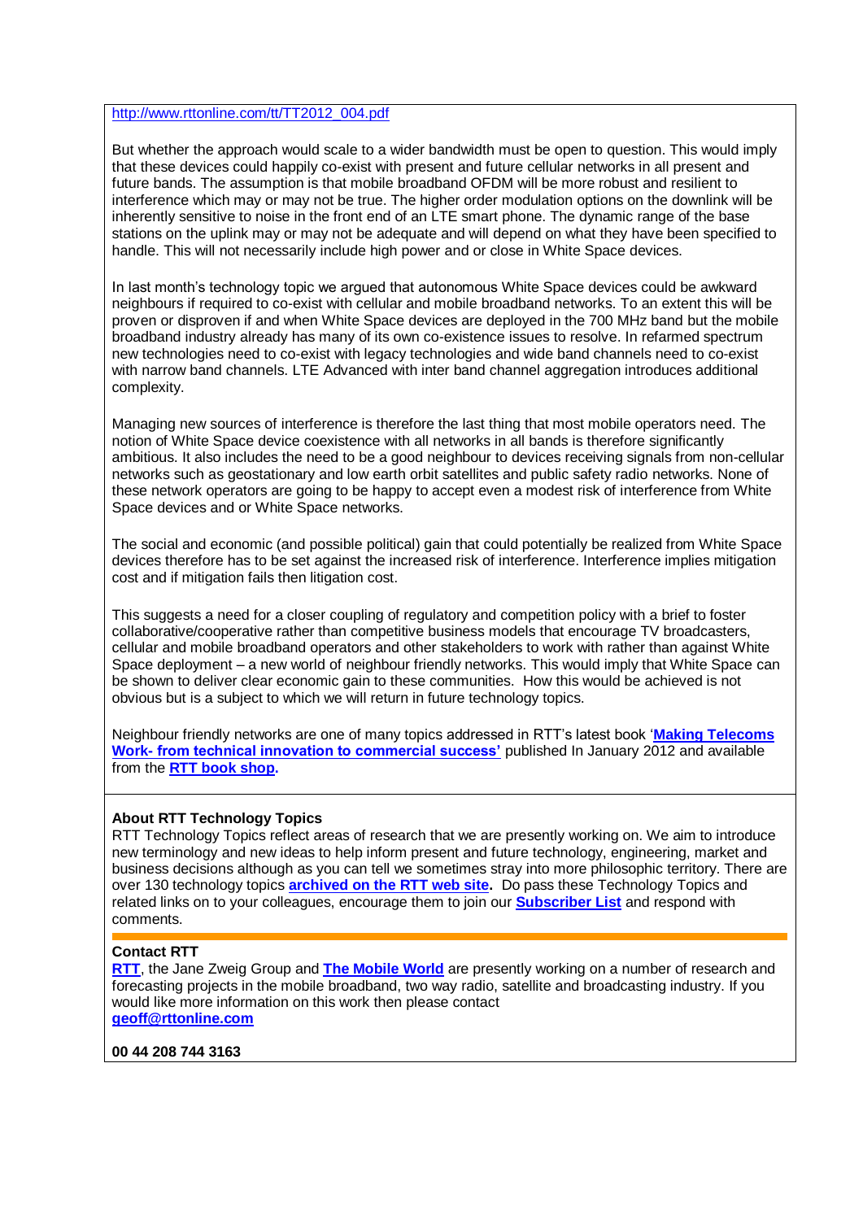http://www.rttonline.com/tt/TT2012_004.pdf

But whether the approach would scale to a wider bandwidth must be open to question. This would imply that these devices could happily co-exist with present and future cellular networks in all present and future bands. The assumption is that mobile broadband OFDM will be more robust and resilient to interference which may or may not be true. The higher order modulation options on the downlink will be inherently sensitive to noise in the front end of an LTE smart phone. The dynamic range of the base stations on the uplink may or may not be adequate and will depend on what they have been specified to handle. This will not necessarily include high power and or close in White Space devices.

In last month's technology topic we argued that autonomous White Space devices could be awkward neighbours if required to co-exist with cellular and mobile broadband networks. To an extent this will be proven or disproven if and when White Space devices are deployed in the 700 MHz band but the mobile broadband industry already has many of its own co-existence issues to resolve. In refarmed spectrum new technologies need to co-exist with legacy technologies and wide band channels need to co-exist with narrow band channels. LTE Advanced with inter band channel aggregation introduces additional complexity.

Managing new sources of interference is therefore the last thing that most mobile operators need. The notion of White Space device coexistence with all networks in all bands is therefore significantly ambitious. It also includes the need to be a good neighbour to devices receiving signals from non-cellular networks such as geostationary and low earth orbit satellites and public safety radio networks. None of these network operators are going to be happy to accept even a modest risk of interference from White Space devices and or White Space networks.

The social and economic (and possible political) gain that could potentially be realized from White Space devices therefore has to be set against the increased risk of interference. Interference implies mitigation cost and if mitigation fails then litigation cost.

This suggests a need for a closer coupling of regulatory and competition policy with a brief to foster collaborative/cooperative rather than competitive business models that encourage TV broadcasters, cellular and mobile broadband operators and other stakeholders to work with rather than against White Space deployment – a new world of neighbour friendly networks. This would imply that White Space can be shown to deliver clear economic gain to these communities. How this would be achieved is not obvious but is a subject to which we will return in future technology topics.

Neighbour friendly networks are one of many topics addressed in RTT's latest book '**Making Telecoms Work- from technical innovation to commercial success'** published In January 2012 and available from the **RTT book shop.**

**About RTT Technology Topics**
RTT Technology Topics reflect areas of research that we are presently working on. We aim to introduce new terminology and new ideas to help inform present and future technology, engineering, market and business decisions although as you can tell we sometimes stray into more philosophic territory. There are over 130 technology topics **archived on the RTT web site.** Do pass these Technology Topics and related links on to your colleagues, encourage them to join our **Subscriber List** and respond with comments.

**Contact RTT**
**RTT**, the Jane Zweig Group and **The Mobile World** are presently working on a number of research and forecasting projects in the mobile broadband, two way radio, satellite and broadcasting industry. If you would like more information on this work then please contact
**geoff@rttonline.com**

**00 44 208 744 3163**